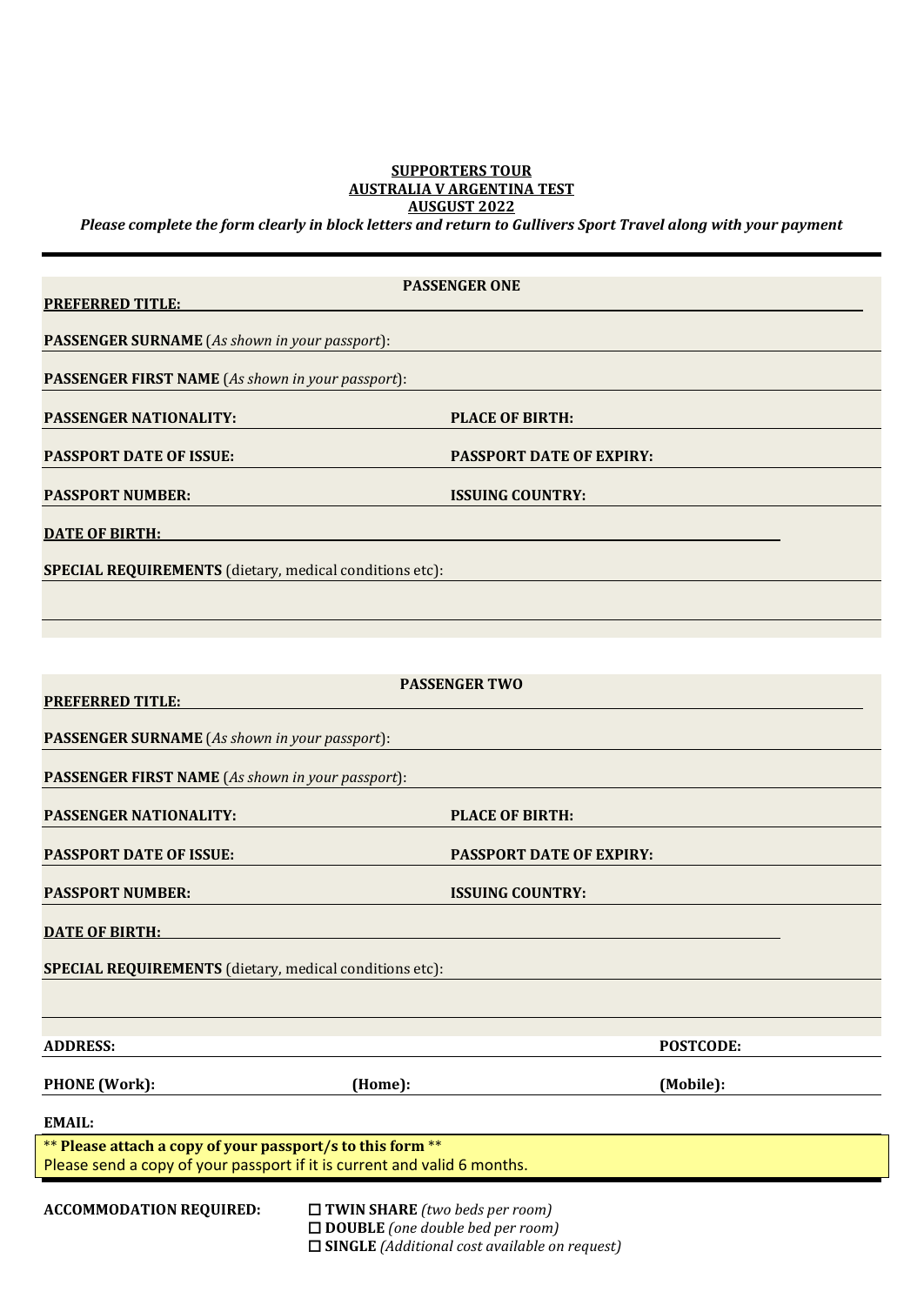**SUPPORTERS TOUR**
**AUSTRALIA V ARGENTINA TEST**
**AUSGUST 2022**

***Please complete the form clearly in block letters and return to Gullivers Sport Travel along with your payment***

---

## PASSENGER ONE

**PREFERRED TITLE:**

**PASSENGER SURNAME** (*As shown in your passport*):

**PASSENGER FIRST NAME** (*As shown in your passport*):

**PASSENGER NATIONALITY:** **PLACE OF BIRTH:**

**PASSPORT DATE OF ISSUE:** **PASSPORT DATE OF EXPIRY:**

**PASSPORT NUMBER:** **ISSUING COUNTRY:**

**DATE OF BIRTH:**

**SPECIAL REQUIREMENTS** (dietary, medical conditions etc):

## PASSENGER TWO

**PREFERRED TITLE:**

**PASSENGER SURNAME** (*As shown in your passport*):

**PASSENGER FIRST NAME** (*As shown in your passport*):

**PASSENGER NATIONALITY:** **PLACE OF BIRTH:**

**PASSPORT DATE OF ISSUE:** **PASSPORT DATE OF EXPIRY:**

**PASSPORT NUMBER:** **ISSUING COUNTRY:**

**DATE OF BIRTH:**

**SPECIAL REQUIREMENTS** (dietary, medical conditions etc):

**ADDRESS:** **POSTCODE:**

**PHONE (Work):** **(Home):** **(Mobile):**

**EMAIL:**

** **Please attach a copy of your passport/s to this form** **
Please send a copy of your passport if it is current and valid 6 months.

**ACCOMMODATION REQUIRED:**

- ☐ **TWIN SHARE** *(two beds per room)*
- ☐ **DOUBLE** *(one double bed per room)*
- ☐ **SINGLE** *(Additional cost available on request)*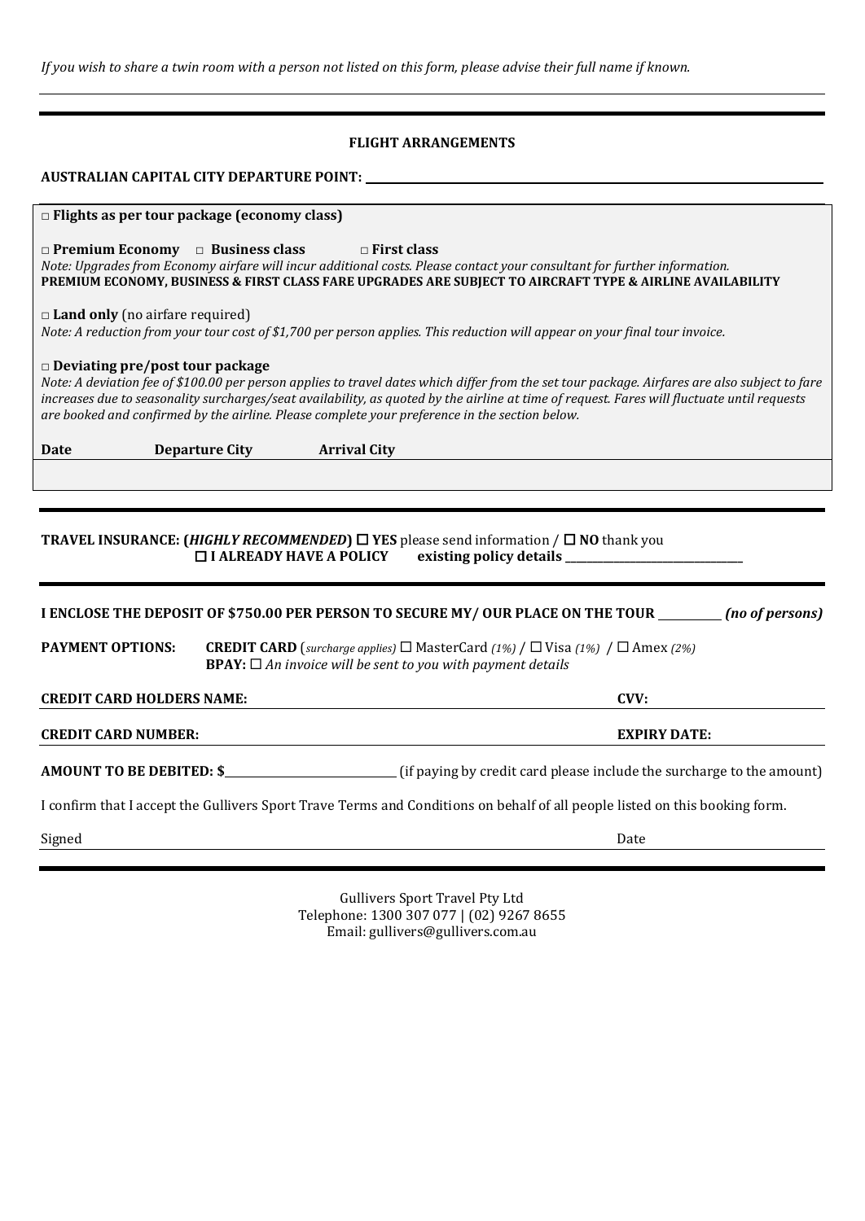*If you wish to share a twin room with a person not listed on this form, please advise their full name if known.*

---

**FLIGHT ARRANGEMENTS**

**AUSTRALIAN CAPITAL CITY DEPARTURE POINT:** ______________________________

□ **Flights as per tour package (economy class)**

□ **Premium Economy** □ **Business class** □ **First class**
*Note: Upgrades from Economy airfare will incur additional costs. Please contact your consultant for further information.*
**PREMIUM ECONOMY, BUSINESS & FIRST CLASS FARE UPGRADES ARE SUBJECT TO AIRCRAFT TYPE & AIRLINE AVAILABILITY**

□ **Land only** (no airfare required)
*Note: A reduction from your tour cost of $1,700 per person applies. This reduction will appear on your final tour invoice.*

□ **Deviating pre/post tour package**
*Note: A deviation fee of $100.00 per person applies to travel dates which differ from the set tour package. Airfares are also subject to fare increases due to seasonality surcharges/seat availability, as quoted by the airline at time of request. Fares will fluctuate until requests are booked and confirmed by the airline. Please complete your preference in the section below.*

| Date | Departure City | Arrival City |
|---|---|---|
| | | |

---

**TRAVEL INSURANCE: (*HIGHLY RECOMMENDED*)** ☐ **YES** please send information / ☐ **NO** thank you
☐ **I ALREADY HAVE A POLICY** **existing policy details** ______________________________

---

**I ENCLOSE THE DEPOSIT OF $750.00 PER PERSON TO SECURE MY/ OUR PLACE ON THE TOUR** __________ ***(no of persons)***

**PAYMENT OPTIONS:** **CREDIT CARD** (*surcharge applies*) ☐ MasterCard *(1%)* / ☐ Visa *(1%)* / ☐ Amex *(2%)*
**BPAY:** ☐ *An invoice will be sent to you with payment details*

**CREDIT CARD HOLDERS NAME:** ______________________________ **CVV:** __________

**CREDIT CARD NUMBER:** ______________________________ **EXPIRY DATE:** __________

**AMOUNT TO BE DEBITED: $**______________________________ (if paying by credit card please include the surcharge to the amount)

I confirm that I accept the Gullivers Sport Trave Terms and Conditions on behalf of all people listed on this booking form.

Signed ______________________________ Date __________

---

Gullivers Sport Travel Pty Ltd
Telephone: 1300 307 077 | (02) 9267 8655
Email: gullivers@gullivers.com.au